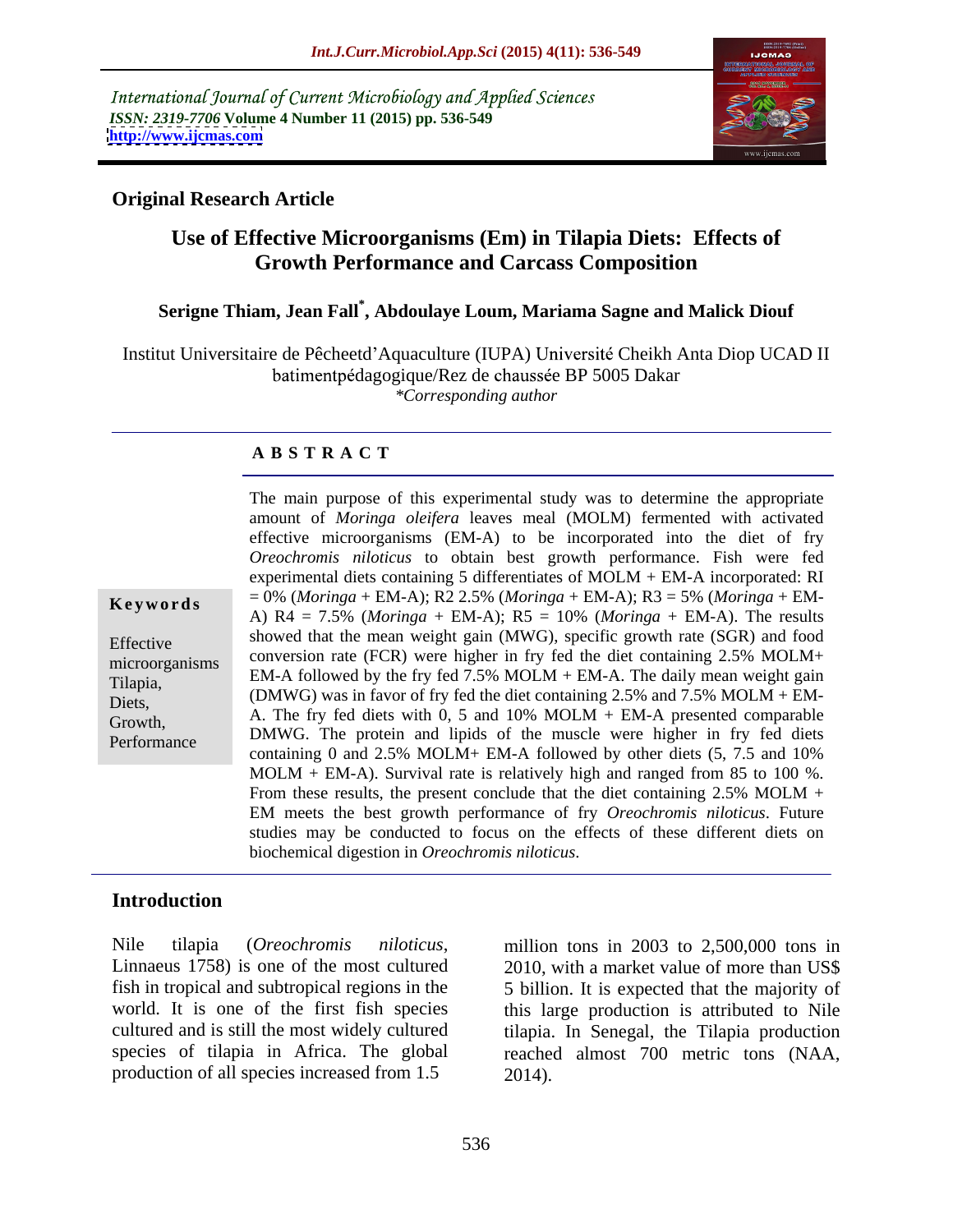*International Journal of Current Microbiology and Applied Sciences*
*ISSN: 2319-7706* **Volume 4 Number 11 (2015) pp. 536-549**
**http://www.ijcmas.com**

**Original Research Article**

# Use of Effective Microorganisms (Em) in Tilapia Diets: Effects of Growth Performance and Carcass Composition

**Serigne Thiam, Jean Fall*, Abdoulaye Loum, Mariama Sagne and Malick Diouf**

Institut Universitaire de Pêcheetd'Aquaculture (IUPA) Université Cheikh Anta Diop UCAD II batimentpédagogique/Rez de chaussée BP 5005 Dakar
*\*Corresponding author*

## A B S T R A C T

**Keywords**

Effective microorganisms
Tilapia,
Diets,
Growth,
Performance

The main purpose of this experimental study was to determine the appropriate amount of *Moringa oleifera* leaves meal (MOLM) fermented with activated effective microorganisms (EM-A) to be incorporated into the diet of fry *Oreochromis niloticus* to obtain best growth performance. Fish were fed experimental diets containing 5 differentiates of MOLM + EM-A incorporated: RI = 0% (*Moringa* + EM-A); R2 2.5% (*Moringa* + EM-A); R3 = 5% (*Moringa* + EM-A) R4 = 7.5% (*Moringa* + EM-A); R5 = 10% (*Moringa* + EM-A). The results showed that the mean weight gain (MWG), specific growth rate (SGR) and food conversion rate (FCR) were higher in fry fed the diet containing 2.5% MOLM+ EM-A followed by the fry fed 7.5% MOLM + EM-A. The daily mean weight gain (DMWG) was in favor of fry fed the diet containing 2.5% and 7.5% MOLM + EM-A. The fry fed diets with 0, 5 and 10% MOLM + EM-A presented comparable DMWG. The protein and lipids of the muscle were higher in fry fed diets containing 0 and 2.5% MOLM+ EM-A followed by other diets (5, 7.5 and 10% MOLM + EM-A). Survival rate is relatively high and ranged from 85 to 100 %. From these results, the present conclude that the diet containing 2.5% MOLM + EM meets the best growth performance of fry *Oreochromis niloticus*. Future studies may be conducted to focus on the effects of these different diets on biochemical digestion in *Oreochromis niloticus*.

## Introduction

Nile tilapia (*Oreochromis niloticus*, Linnaeus 1758) is one of the most cultured fish in tropical and subtropical regions in the world. It is one of the first fish species cultured and is still the most widely cultured species of tilapia in Africa. The global production of all species increased from 1.5 million tons in 2003 to 2,500,000 tons in 2010, with a market value of more than US$ 5 billion. It is expected that the majority of this large production is attributed to Nile tilapia. In Senegal, the Tilapia production reached almost 700 metric tons (NAA, 2014).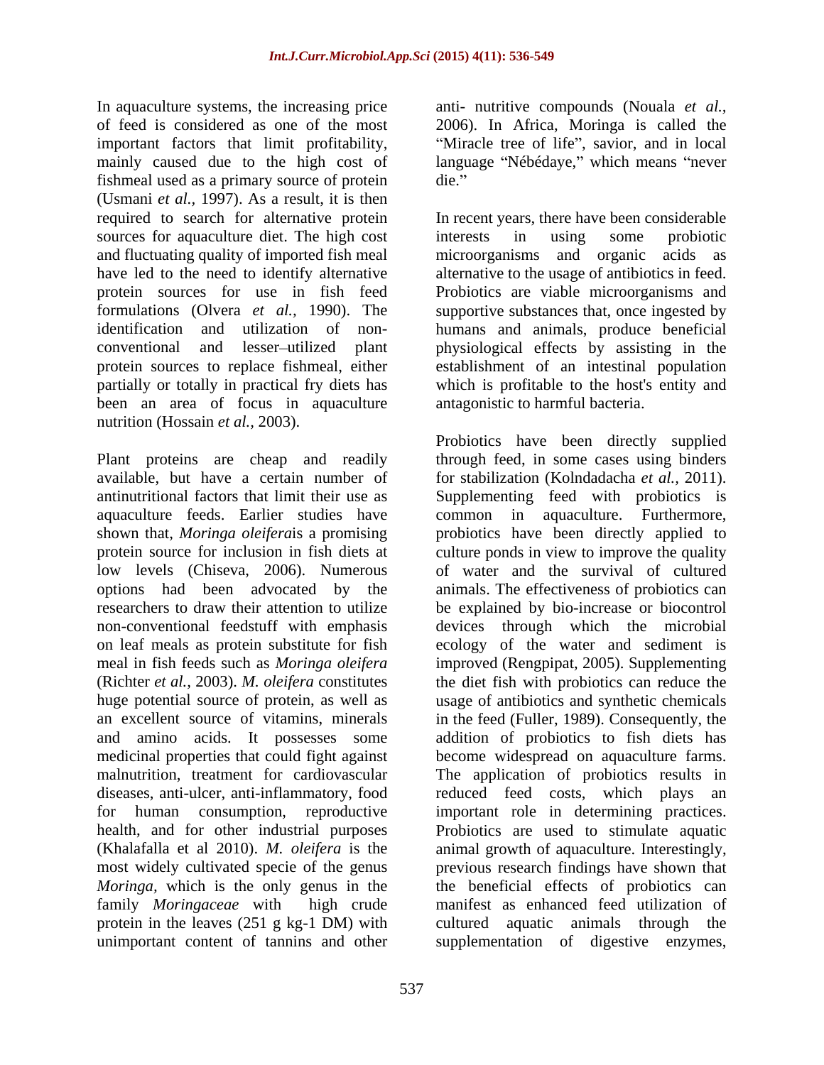In aquaculture systems, the increasing price of feed is considered as one of the most important factors that limit profitability, mainly caused due to the high cost of fishmeal used as a primary source of protein (Usmani *et al.*, 1997). As a result, it is then required to search for alternative protein sources for aquaculture diet. The high cost and fluctuating quality of imported fish meal have led to the need to identify alternative protein sources for use in fish feed formulations (Olvera *et al.*, 1990). The identification and utilization of non-conventional and lesser–utilized plant protein sources to replace fishmeal, either partially or totally in practical fry diets has been an area of focus in aquaculture nutrition (Hossain *et al.*, 2003).

Plant proteins are cheap and readily available, but have a certain number of antinutritional factors that limit their use as aquaculture feeds. Earlier studies have shown that, *Moringa oleifera*is a promising protein source for inclusion in fish diets at low levels (Chiseva, 2006). Numerous options had been advocated by the researchers to draw their attention to utilize non-conventional feedstuff with emphasis on leaf meals as protein substitute for fish meal in fish feeds such as *Moringa oleifera* (Richter *et al.*, 2003). *M. oleifera* constitutes huge potential source of protein, as well as an excellent source of vitamins, minerals and amino acids. It possesses some medicinal properties that could fight against malnutrition, treatment for cardiovascular diseases, anti-ulcer, anti-inflammatory, food for human consumption, reproductive health, and for other industrial purposes (Khalafalla et al 2010). *M. oleifera* is the most widely cultivated specie of the genus *Moringa,* which is the only genus in the family *Moringaceae* with high crude protein in the leaves (251 g kg-1 DM) with unimportant content of tannins and other anti- nutritive compounds (Nouala *et al.*, 2006). In Africa, Moringa is called the "Miracle tree of life", savior, and in local language "Nébédaye," which means "never die."

In recent years, there have been considerable interests in using some probiotic microorganisms and organic acids as alternative to the usage of antibiotics in feed. Probiotics are viable microorganisms and supportive substances that, once ingested by humans and animals, produce beneficial physiological effects by assisting in the establishment of an intestinal population which is profitable to the host's entity and antagonistic to harmful bacteria.

Probiotics have been directly supplied through feed, in some cases using binders for stabilization (Kolndadacha *et al.*, 2011). Supplementing feed with probiotics is common in aquaculture. Furthermore, probiotics have been directly applied to culture ponds in view to improve the quality of water and the survival of cultured animals. The effectiveness of probiotics can be explained by bio-increase or biocontrol devices through which the microbial ecology of the water and sediment is improved (Rengpipat, 2005). Supplementing the diet fish with probiotics can reduce the usage of antibiotics and synthetic chemicals in the feed (Fuller, 1989). Consequently, the addition of probiotics to fish diets has become widespread on aquaculture farms. The application of probiotics results in reduced feed costs, which plays an important role in determining practices. Probiotics are used to stimulate aquatic animal growth of aquaculture. Interestingly, previous research findings have shown that the beneficial effects of probiotics can manifest as enhanced feed utilization of cultured aquatic animals through the supplementation of digestive enzymes,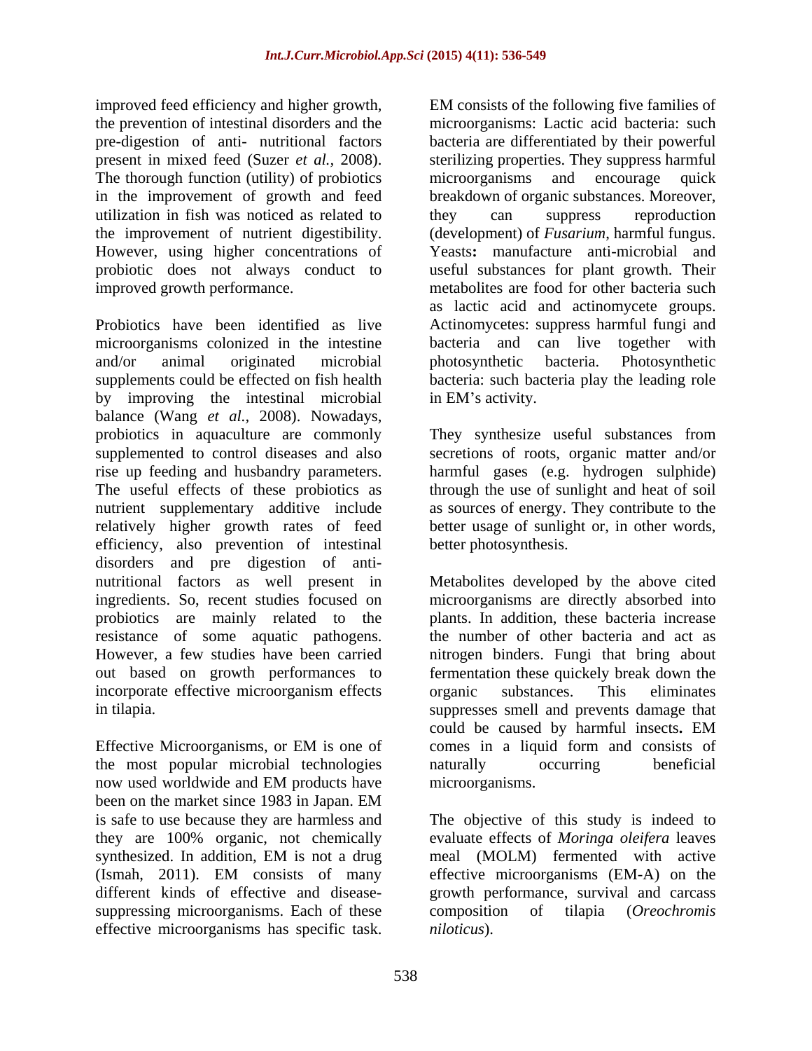improved feed efficiency and higher growth, the prevention of intestinal disorders and the pre-digestion of anti- nutritional factors present in mixed feed (Suzer *et al.,* 2008). The thorough function (utility) of probiotics in the improvement of growth and feed utilization in fish was noticed as related to the improvement of nutrient digestibility. However, using higher concentrations of probiotic does not always conduct to improved growth performance.

Probiotics have been identified as live microorganisms colonized in the intestine and/or animal originated microbial supplements could be effected on fish health by improving the intestinal microbial balance (Wang *et al.,* 2008). Nowadays, probiotics in aquaculture are commonly supplemented to control diseases and also rise up feeding and husbandry parameters. The useful effects of these probiotics as nutrient supplementary additive include relatively higher growth rates of feed efficiency, also prevention of intestinal disorders and pre digestion of anti-nutritional factors as well present in ingredients. So, recent studies focused on probiotics are mainly related to the resistance of some aquatic pathogens. However, a few studies have been carried out based on growth performances to incorporate effective microorganism effects in tilapia.

Effective Microorganisms, or EM is one of the most popular microbial technologies now used worldwide and EM products have been on the market since 1983 in Japan. EM is safe to use because they are harmless and they are 100% organic, not chemically synthesized. In addition, EM is not a drug (Ismah, 2011). EM consists of many different kinds of effective and disease-suppressing microorganisms. Each of these effective microorganisms has specific task. EM consists of the following five families of microorganisms: Lactic acid bacteria: such bacteria are differentiated by their powerful sterilizing properties. They suppress harmful microorganisms and encourage quick breakdown of organic substances. Moreover, they can suppress reproduction (development) of *Fusarium*, harmful fungus. Yeasts**:** manufacture anti-microbial and useful substances for plant growth. Their metabolites are food for other bacteria such as lactic acid and actinomycete groups. Actinomycetes: suppress harmful fungi and bacteria and can live together with photosynthetic bacteria. Photosynthetic bacteria: such bacteria play the leading role in EM's activity.

They synthesize useful substances from secretions of roots, organic matter and/or harmful gases (e.g. hydrogen sulphide) through the use of sunlight and heat of soil as sources of energy. They contribute to the better usage of sunlight or, in other words, better photosynthesis.

Metabolites developed by the above cited microorganisms are directly absorbed into plants. In addition, these bacteria increase the number of other bacteria and act as nitrogen binders. Fungi that bring about fermentation these quickly break down the organic substances. This eliminates suppresses smell and prevents damage that could be caused by harmful insects**.** EM comes in a liquid form and consists of naturally occurring beneficial microorganisms.

The objective of this study is indeed to evaluate effects of *Moringa oleifera* leaves meal (MOLM) fermented with active effective microorganisms (EM-A) on the growth performance, survival and carcass composition of tilapia (*Oreochromis niloticus*).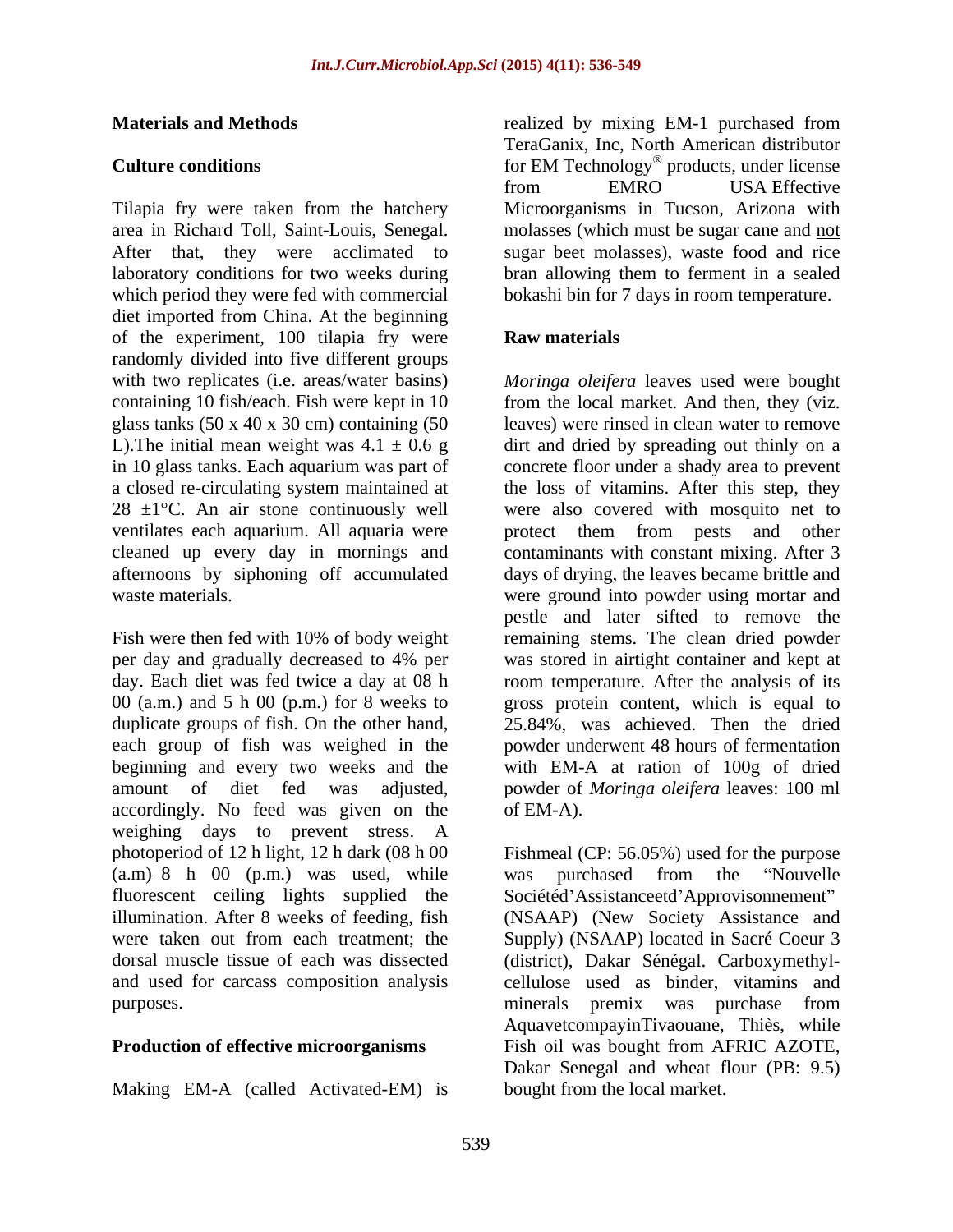## Materials and Methods

### Culture conditions

Tilapia fry were taken from the hatchery area in Richard Toll, Saint-Louis, Senegal. After that, they were acclimated to laboratory conditions for two weeks during which period they were fed with commercial diet imported from China. At the beginning of the experiment, 100 tilapia fry were randomly divided into five different groups with two replicates (i.e. areas/water basins) containing 10 fish/each. Fish were kept in 10 glass tanks (50 x 40 x 30 cm) containing (50 L).The initial mean weight was 4.1 ± 0.6 g in 10 glass tanks. Each aquarium was part of a closed re-circulating system maintained at 28 ±1°C. An air stone continuously well ventilates each aquarium. All aquaria were cleaned up every day in mornings and afternoons by siphoning off accumulated waste materials.

Fish were then fed with 10% of body weight per day and gradually decreased to 4% per day. Each diet was fed twice a day at 08 h 00 (a.m.) and 5 h 00 (p.m.) for 8 weeks to duplicate groups of fish. On the other hand, each group of fish was weighed in the beginning and every two weeks and the amount of diet fed was adjusted, accordingly. No feed was given on the weighing days to prevent stress. A photoperiod of 12 h light, 12 h dark (08 h 00 (a.m)–8 h 00 (p.m.) was used, while fluorescent ceiling lights supplied the illumination. After 8 weeks of feeding, fish were taken out from each treatment; the dorsal muscle tissue of each was dissected and used for carcass composition analysis purposes.

### Production of effective microorganisms

Making EM-A (called Activated-EM) is realized by mixing EM-1 purchased from TeraGanix, Inc, North American distributor for EM Technology® products, under license from EMRO USA Effective Microorganisms in Tucson, Arizona with molasses (which must be sugar cane and not sugar beet molasses), waste food and rice bran allowing them to ferment in a sealed bokashi bin for 7 days in room temperature.

### Raw materials

*Moringa oleifera* leaves used were bought from the local market. And then, they (viz. leaves) were rinsed in clean water to remove dirt and dried by spreading out thinly on a concrete floor under a shady area to prevent the loss of vitamins. After this step, they were also covered with mosquito net to protect them from pests and other contaminants with constant mixing. After 3 days of drying, the leaves became brittle and were ground into powder using mortar and pestle and later sifted to remove the remaining stems. The clean dried powder was stored in airtight container and kept at room temperature. After the analysis of its gross protein content, which is equal to 25.84%, was achieved. Then the dried powder underwent 48 hours of fermentation with EM-A at ration of 100g of dried powder of *Moringa oleifera* leaves: 100 ml of EM-A).

Fishmeal (CP: 56.05%) used for the purpose was purchased from the "Nouvelle Sociétéd'Assistanceetd'Approvisonnement" (NSAAP) (New Society Assistance and Supply) (NSAAP) located in Sacré Coeur 3 (district), Dakar Sénégal. Carboxymethyl-cellulose used as binder, vitamins and minerals premix was purchase from AquavetcompayinTivaouane, Thiès, while Fish oil was bought from AFRIC AZOTE, Dakar Senegal and wheat flour (PB: 9.5) bought from the local market.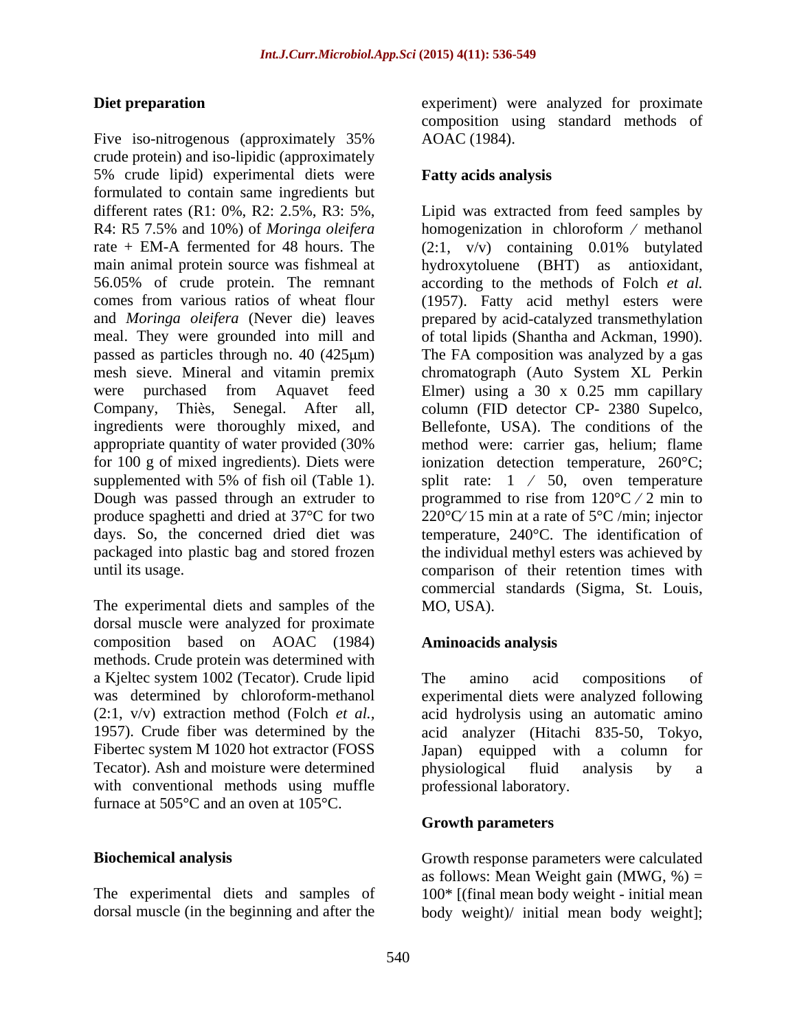### Diet preparation

Five iso-nitrogenous (approximately 35% crude protein) and iso-lipidic (approximately 5% crude lipid) experimental diets were formulated to contain same ingredients but different rates (R1: 0%, R2: 2.5%, R3: 5%, R4: R5 7.5% and 10%) of *Moringa oleifera* rate + EM-A fermented for 48 hours. The main animal protein source was fishmeal at 56.05% of crude protein. The remnant comes from various ratios of wheat flour and *Moringa oleifera* (Never die) leaves meal. They were grounded into mill and passed as particles through no. 40 (425μm) mesh sieve. Mineral and vitamin premix were purchased from Aquavet feed Company, Thiès, Senegal. After all, ingredients were thoroughly mixed, and appropriate quantity of water provided (30% for 100 g of mixed ingredients). Diets were supplemented with 5% of fish oil (Table 1). Dough was passed through an extruder to produce spaghetti and dried at 37°C for two days. So, the concerned dried diet was packaged into plastic bag and stored frozen until its usage.

The experimental diets and samples of the dorsal muscle were analyzed for proximate composition based on AOAC (1984) methods. Crude protein was determined with a Kjeltec system 1002 (Tecator). Crude lipid was determined by chloroform-methanol (2:1, v/v) extraction method (Folch *et al.*, 1957). Crude fiber was determined by the Fibertec system M 1020 hot extractor (FOSS Tecator). Ash and moisture were determined with conventional methods using muffle furnace at 505°C and an oven at 105°C.

### Biochemical analysis

The experimental diets and samples of dorsal muscle (in the beginning and after the experiment) were analyzed for proximate composition using standard methods of AOAC (1984).

### Fatty acids analysis

Lipid was extracted from feed samples by homogenization in chloroform ⁄ methanol (2:1, v/v) containing 0.01% butylated hydroxytoluene (BHT) as antioxidant, according to the methods of Folch *et al.* (1957). Fatty acid methyl esters were prepared by acid-catalyzed transmethylation of total lipids (Shantha and Ackman, 1990). The FA composition was analyzed by a gas chromatograph (Auto System XL Perkin Elmer) using a 30 x 0.25 mm capillary column (FID detector CP- 2380 Supelco, Bellefonte, USA). The conditions of the method were: carrier gas, helium; flame ionization detection temperature, 260°C; split rate: 1 ⁄ 50, oven temperature programmed to rise from 120°C ⁄ 2 min to 220°C⁄ 15 min at a rate of 5°C /min; injector temperature, 240°C. The identification of the individual methyl esters was achieved by comparison of their retention times with commercial standards (Sigma, St. Louis, MO, USA).

### Aminoacids analysis

The amino acid compositions of experimental diets were analyzed following acid hydrolysis using an automatic amino acid analyzer (Hitachi 835-50, Tokyo, Japan) equipped with a column for physiological fluid analysis by a professional laboratory.

### Growth parameters

Growth response parameters were calculated as follows: Mean Weight gain (MWG, %) = 100* [(final mean body weight - initial mean body weight)/ initial mean body weight];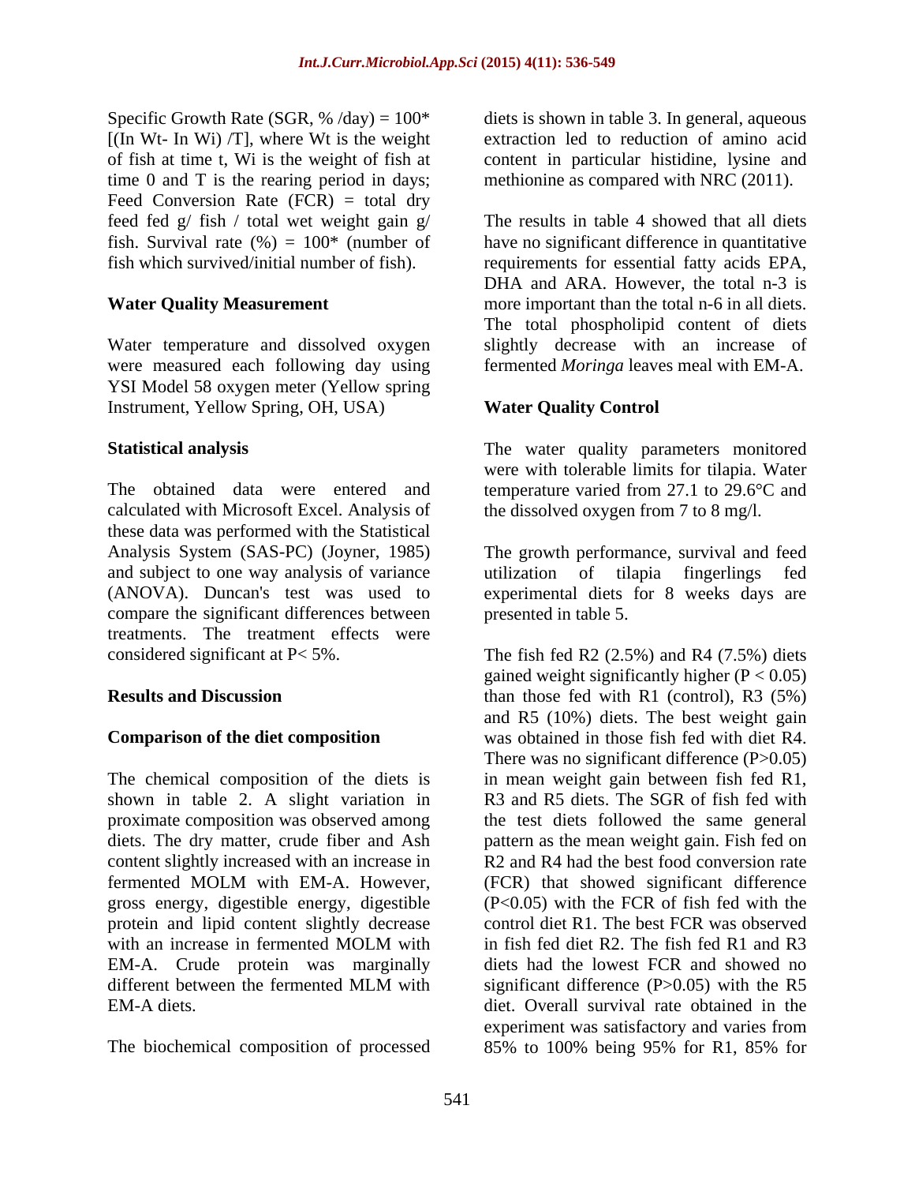Specific Growth Rate (SGR, % /day) = 100* [(In Wt- In Wi) /T], where Wt is the weight of fish at time t, Wi is the weight of fish at time 0 and T is the rearing period in days; Feed Conversion Rate (FCR) = total dry feed fed g/ fish / total wet weight gain g/ fish. Survival rate (%) = 100* (number of fish which survived/initial number of fish).

**Water Quality Measurement**

Water temperature and dissolved oxygen were measured each following day using YSI Model 58 oxygen meter (Yellow spring Instrument, Yellow Spring, OH, USA)

**Statistical analysis**

The obtained data were entered and calculated with Microsoft Excel. Analysis of these data was performed with the Statistical Analysis System (SAS-PC) (Joyner, 1985) and subject to one way analysis of variance (ANOVA). Duncan's test was used to compare the significant differences between treatments. The treatment effects were considered significant at P< 5%.

**Results and Discussion**

**Comparison of the diet composition**

The chemical composition of the diets is shown in table 2. A slight variation in proximate composition was observed among diets. The dry matter, crude fiber and Ash content slightly increased with an increase in fermented MOLM with EM-A. However, gross energy, digestible energy, digestible protein and lipid content slightly decrease with an increase in fermented MOLM with EM-A. Crude protein was marginally different between the fermented MLM with EM-A diets.

The biochemical composition of processed diets is shown in table 3. In general, aqueous extraction led to reduction of amino acid content in particular histidine, lysine and methionine as compared with NRC (2011).

The results in table 4 showed that all diets have no significant difference in quantitative requirements for essential fatty acids EPA, DHA and ARA. However, the total n-3 is more important than the total n-6 in all diets. The total phospholipid content of diets slightly decrease with an increase of fermented *Moringa* leaves meal with EM-A.

**Water Quality Control**

The water quality parameters monitored were with tolerable limits for tilapia. Water temperature varied from 27.1 to 29.6°C and the dissolved oxygen from 7 to 8 mg/l.

The growth performance, survival and feed utilization of tilapia fingerlings fed experimental diets for 8 weeks days are presented in table 5.

The fish fed R2 (2.5%) and R4 (7.5%) diets gained weight significantly higher ($P < 0.05$) than those fed with R1 (control), R3 (5%) and R5 (10%) diets. The best weight gain was obtained in those fish fed with diet R4. There was no significant difference ($P>0.05$) in mean weight gain between fish fed R1, R3 and R5 diets. The SGR of fish fed with the test diets followed the same general pattern as the mean weight gain. Fish fed on R2 and R4 had the best food conversion rate (FCR) that showed significant difference ($P<0.05$) with the FCR of fish fed with the control diet R1. The best FCR was observed in fish fed diet R2. The fish fed R1 and R3 diets had the lowest FCR and showed no significant difference ($P>0.05$) with the R5 diet. Overall survival rate obtained in the experiment was satisfactory and varies from 85% to 100% being 95% for R1, 85% for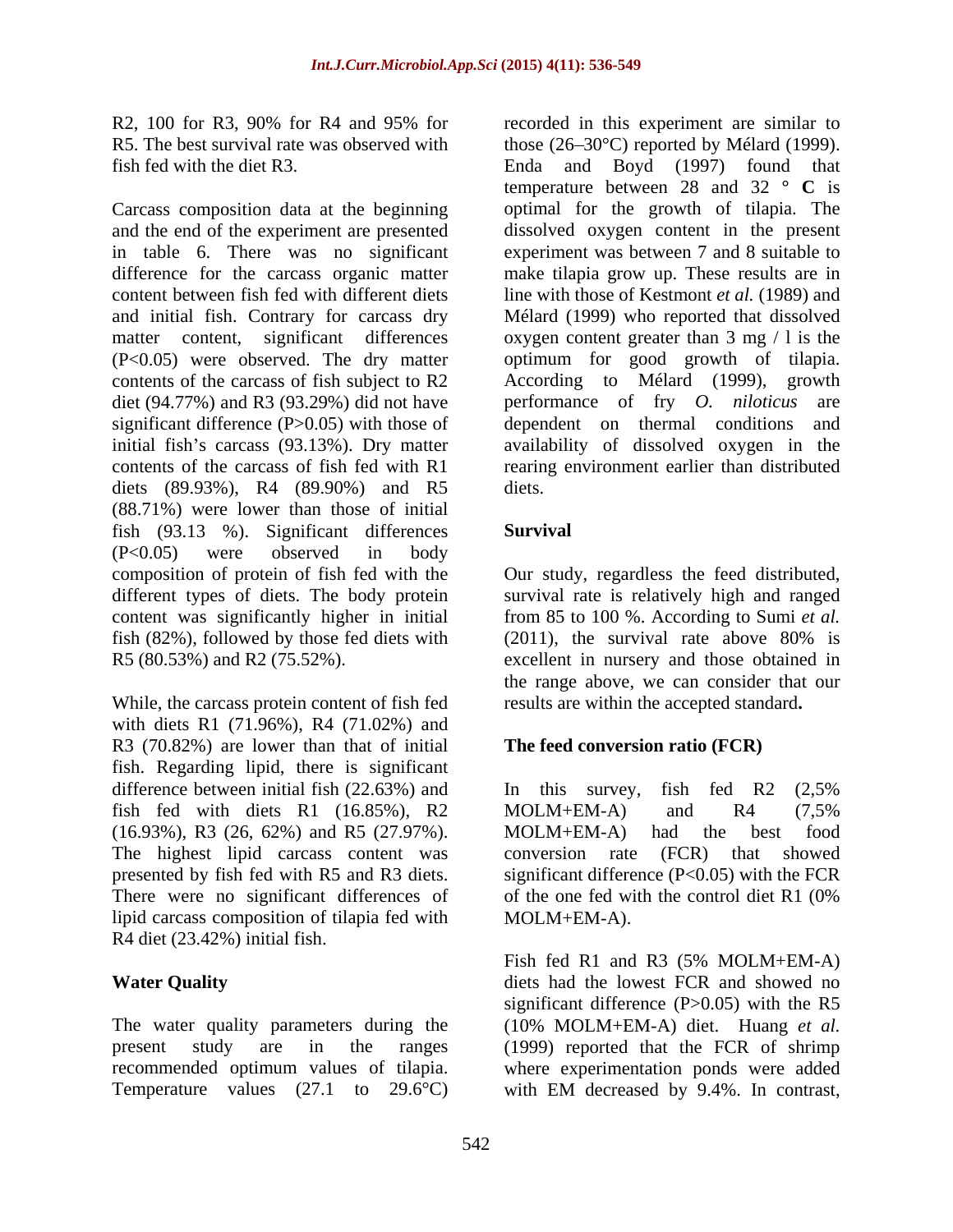R2, 100 for R3, 90% for R4 and 95% for R5. The best survival rate was observed with fish fed with the diet R3.

Carcass composition data at the beginning and the end of the experiment are presented in table 6. There was no significant difference for the carcass organic matter content between fish fed with different diets and initial fish. Contrary for carcass dry matter content, significant differences ($P<0.05$) were observed. The dry matter contents of the carcass of fish subject to R2 diet (94.77%) and R3 (93.29%) did not have significant difference ($P>0.05$) with those of initial fish's carcass (93.13%). Dry matter contents of the carcass of fish fed with R1 diets (89.93%), R4 (89.90%) and R5 (88.71%) were lower than those of initial fish (93.13 %). Significant differences ($P<0.05$) were observed in body composition of protein of fish fed with the different types of diets. The body protein content was significantly higher in initial fish (82%), followed by those fed diets with R5 (80.53%) and R2 (75.52%).

While, the carcass protein content of fish fed with diets R1 (71.96%), R4 (71.02%) and R3 (70.82%) are lower than that of initial fish. Regarding lipid, there is significant difference between initial fish (22.63%) and fish fed with diets R1 (16.85%), R2 (16.93%), R3 (26, 62%) and R5 (27.97%). The highest lipid carcass content was presented by fish fed with R5 and R3 diets. There were no significant differences of lipid carcass composition of tilapia fed with R4 diet (23.42%) initial fish.

## Water Quality

The water quality parameters during the present study are in the ranges recommended optimum values of tilapia. Temperature values (27.1 to 29.6°C) recorded in this experiment are similar to those (26–30°C) reported by Mélard (1999). Enda and Boyd (1997) found that temperature between 28 and 32 ° **C** is optimal for the growth of tilapia. The dissolved oxygen content in the present experiment was between 7 and 8 suitable to make tilapia grow up. These results are in line with those of Kestmont *et al.* (1989) and Mélard (1999) who reported that dissolved oxygen content greater than 3 mg / l is the optimum for good growth of tilapia. According to Mélard (1999), growth performance of fry *O. niloticus* are dependent on thermal conditions and availability of dissolved oxygen in the rearing environment earlier than distributed diets.

## Survival

Our study, regardless the feed distributed, survival rate is relatively high and ranged from 85 to 100 %. According to Sumi *et al.* (2011), the survival rate above 80% is excellent in nursery and those obtained in the range above, we can consider that our results are within the accepted standard**.**

## The feed conversion ratio (FCR)

In this survey, fish fed R2 (2,5% MOLM+EM-A) and R4 (7,5% MOLM+EM-A) had the best food conversion rate (FCR) that showed significant difference ($P<0.05$) with the FCR of the one fed with the control diet R1 (0% MOLM+EM-A).

Fish fed R1 and R3 (5% MOLM+EM-A) diets had the lowest FCR and showed no significant difference ($P>0.05$) with the R5 (10% MOLM+EM-A) diet. Huang *et al.* (1999) reported that the FCR of shrimp where experimentation ponds were added with EM decreased by 9.4%. In contrast,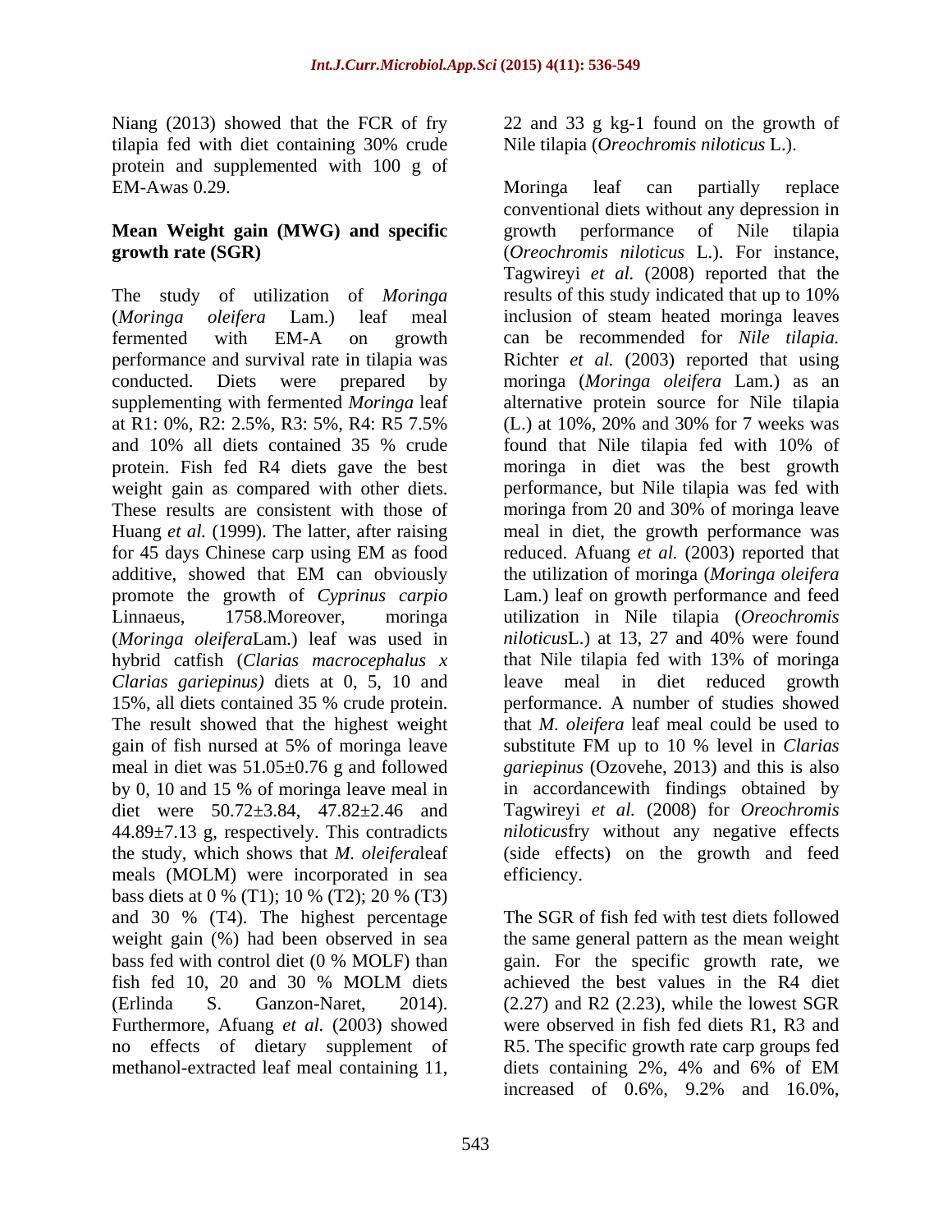Niang (2013) showed that the FCR of fry tilapia fed with diet containing 30% crude protein and supplemented with 100 g of EM-Awas 0.29.

**Mean Weight gain (MWG) and specific growth rate (SGR)**

The study of utilization of *Moringa* (*Moringa oleifera* Lam.) leaf meal fermented with EM-A on growth performance and survival rate in tilapia was conducted. Diets were prepared by supplementing with fermented *Moringa* leaf at R1: 0%, R2: 2.5%, R3: 5%, R4: R5 7.5% and 10% all diets contained 35 % crude protein. Fish fed R4 diets gave the best weight gain as compared with other diets. These results are consistent with those of Huang *et al.* (1999). The latter, after raising for 45 days Chinese carp using EM as food additive, showed that EM can obviously promote the growth of *Cyprinus carpio* Linnaeus, 1758.Moreover, moringa (*Moringa oleifera*Lam.) leaf was used in hybrid catfish (*Clarias macrocephalus x Clarias gariepinus)* diets at 0, 5, 10 and 15%, all diets contained 35 % crude protein. The result showed that the highest weight gain of fish nursed at 5% of moringa leave meal in diet was 51.05±0.76 g and followed by 0, 10 and 15 % of moringa leave meal in diet were 50.72±3.84, 47.82±2.46 and 44.89±7.13 g, respectively. This contradicts the study, which shows that *M. oleifera*leaf meals (MOLM) were incorporated in sea bass diets at 0 % (T1); 10 % (T2); 20 % (T3) and 30 % (T4). The highest percentage weight gain (%) had been observed in sea bass fed with control diet (0 % MOLF) than fish fed 10, 20 and 30 % MOLM diets (Erlinda S. Ganzon-Naret, 2014). Furthermore, Afuang *et al.* (2003) showed no effects of dietary supplement of methanol-extracted leaf meal containing 11, 22 and 33 g kg-1 found on the growth of Nile tilapia (*Oreochromis niloticus* L.).

Moringa leaf can partially replace conventional diets without any depression in growth performance of Nile tilapia (*Oreochromis niloticus* L.). For instance, Tagwireyi *et al.* (2008) reported that the results of this study indicated that up to 10% inclusion of steam heated moringa leaves can be recommended for *Nile tilapia.* Richter *et al.* (2003) reported that using moringa (*Moringa oleifera* Lam.) as an alternative protein source for Nile tilapia (L.) at 10%, 20% and 30% for 7 weeks was found that Nile tilapia fed with 10% of moringa in diet was the best growth performance, but Nile tilapia was fed with moringa from 20 and 30% of moringa leave meal in diet, the growth performance was reduced. Afuang *et al.* (2003) reported that the utilization of moringa (*Moringa oleifera* Lam.) leaf on growth performance and feed utilization in Nile tilapia (*Oreochromis niloticus*L.) at 13, 27 and 40% were found that Nile tilapia fed with 13% of moringa leave meal in diet reduced growth performance. A number of studies showed that *M. oleifera* leaf meal could be used to substitute FM up to 10 % level in *Clarias gariepinus* (Ozovehe, 2013) and this is also in accordancewith findings obtained by Tagwireyi *et al.* (2008) for *Oreochromis niloticus*fry without any negative effects (side effects) on the growth and feed efficiency.

The SGR of fish fed with test diets followed the same general pattern as the mean weight gain. For the specific growth rate, we achieved the best values in the R4 diet (2.27) and R2 (2.23), while the lowest SGR were observed in fish fed diets R1, R3 and R5. The specific growth rate carp groups fed diets containing 2%, 4% and 6% of EM increased of 0.6%, 9.2% and 16.0%,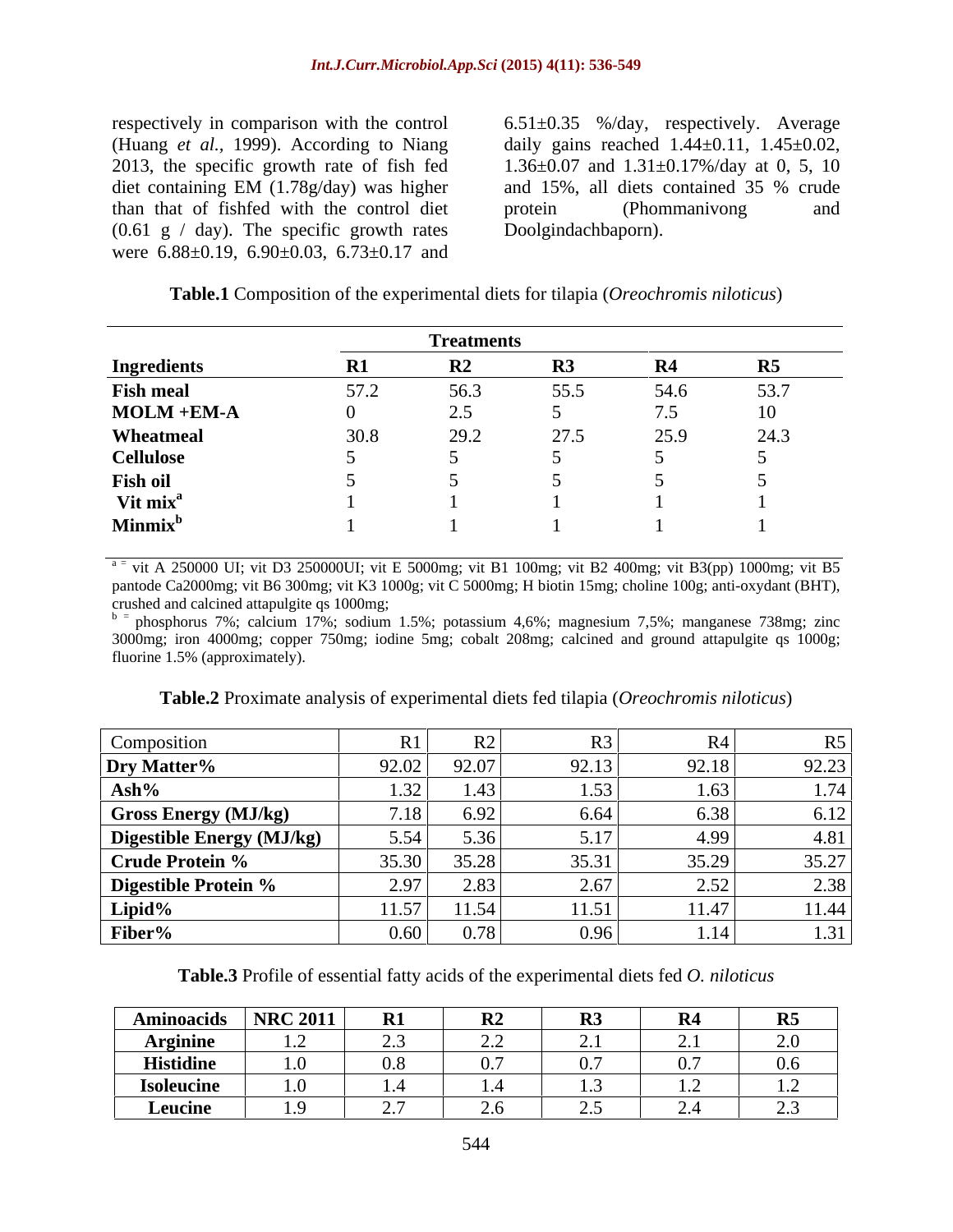respectively in comparison with the control (Huang *et al.,* 1999). According to Niang 2013, the specific growth rate of fish fed diet containing EM (1.78g/day) was higher than that of fishfed with the control diet (0.61 g / day). The specific growth rates were 6.88±0.19, 6.90±0.03, 6.73±0.17 and 6.51±0.35 %/day, respectively. Average daily gains reached 1.44±0.11, 1.45±0.02, 1.36±0.07 and 1.31±0.17%/day at 0, 5, 10 and 15%, all diets contained 35 % crude protein (Phommanivong and Doolgindachbaporn).

**Table.1** Composition of the experimental diets for tilapia (*Oreochromis niloticus*)

| | Treatments | | | | |
|---|---|---|---|---|---|
| **Ingredients** | **R1** | **R2** | **R3** | **R4** | **R5** |
| **Fish meal** | 57.2 | 56.3 | 55.5 | 54.6 | 53.7 |
| **MOLM +EM-A** | 0 | 2.5 | 5 | 7.5 | 10 |
| **Wheatmeal** | 30.8 | 29.2 | 27.5 | 25.9 | 24.3 |
| **Cellulose** | 5 | 5 | 5 | 5 | 5 |
| **Fish oil** | 5 | 5 | 5 | 5 | 5 |
| **Vit mix[a]** | 1 | 1 | 1 | 1 | 1 |
| **Minmix[b]** | 1 | 1 | 1 | 1 | 1 |

[a] = vit A 250000 UI; vit D3 250000UI; vit E 5000mg; vit B1 100mg; vit B2 400mg; vit B3(pp) 1000mg; vit B5 pantode Ca2000mg; vit B6 300mg; vit K3 1000g; vit C 5000mg; H biotin 15mg; choline 100g; anti-oxydant (BHT), crushed and calcined attapulgite qs 1000mg;
[b] = phosphorus 7%; calcium 17%; sodium 1.5%; potassium 4,6%; magnesium 7,5%; manganese 738mg; zinc 3000mg; iron 4000mg; copper 750mg; iodine 5mg; cobalt 208mg; calcined and ground attapulgite qs 1000g; fluorine 1.5% (approximately).

**Table.2** Proximate analysis of experimental diets fed tilapia (*Oreochromis niloticus*)

| Composition | R1 | R2 | R3 | R4 | R5 |
|---|---|---|---|---|---|
| **Dry Matter%** | 92.02 | 92.07 | 92.13 | 92.18 | 92.23 |
| **Ash%** | 1.32 | 1.43 | 1.53 | 1.63 | 1.74 |
| **Gross Energy (MJ/kg)** | 7.18 | 6.92 | 6.64 | 6.38 | 6.12 |
| **Digestible Energy (MJ/kg)** | 5.54 | 5.36 | 5.17 | 4.99 | 4.81 |
| **Crude Protein %** | 35.30 | 35.28 | 35.31 | 35.29 | 35.27 |
| **Digestible Protein %** | 2.97 | 2.83 | 2.67 | 2.52 | 2.38 |
| **Lipid%** | 11.57 | 11.54 | 11.51 | 11.47 | 11.44 |
| **Fiber%** | 0.60 | 0.78 | 0.96 | 1.14 | 1.31 |

**Table.3** Profile of essential fatty acids of the experimental diets fed *O. niloticus*

| Aminoacids | NRC 2011 | R1 | R2 | R3 | R4 | R5 |
|---|---|---|---|---|---|---|
| **Arginine** | 1.2 | 2.3 | 2.2 | 2.1 | 2.1 | 2.0 |
| **Histidine** | 1.0 | 0.8 | 0.7 | 0.7 | 0.7 | 0.6 |
| **Isoleucine** | 1.0 | 1.4 | 1.4 | 1.3 | 1.2 | 1.2 |
| **Leucine** | 1.9 | 2.7 | 2.6 | 2.5 | 2.4 | 2.3 |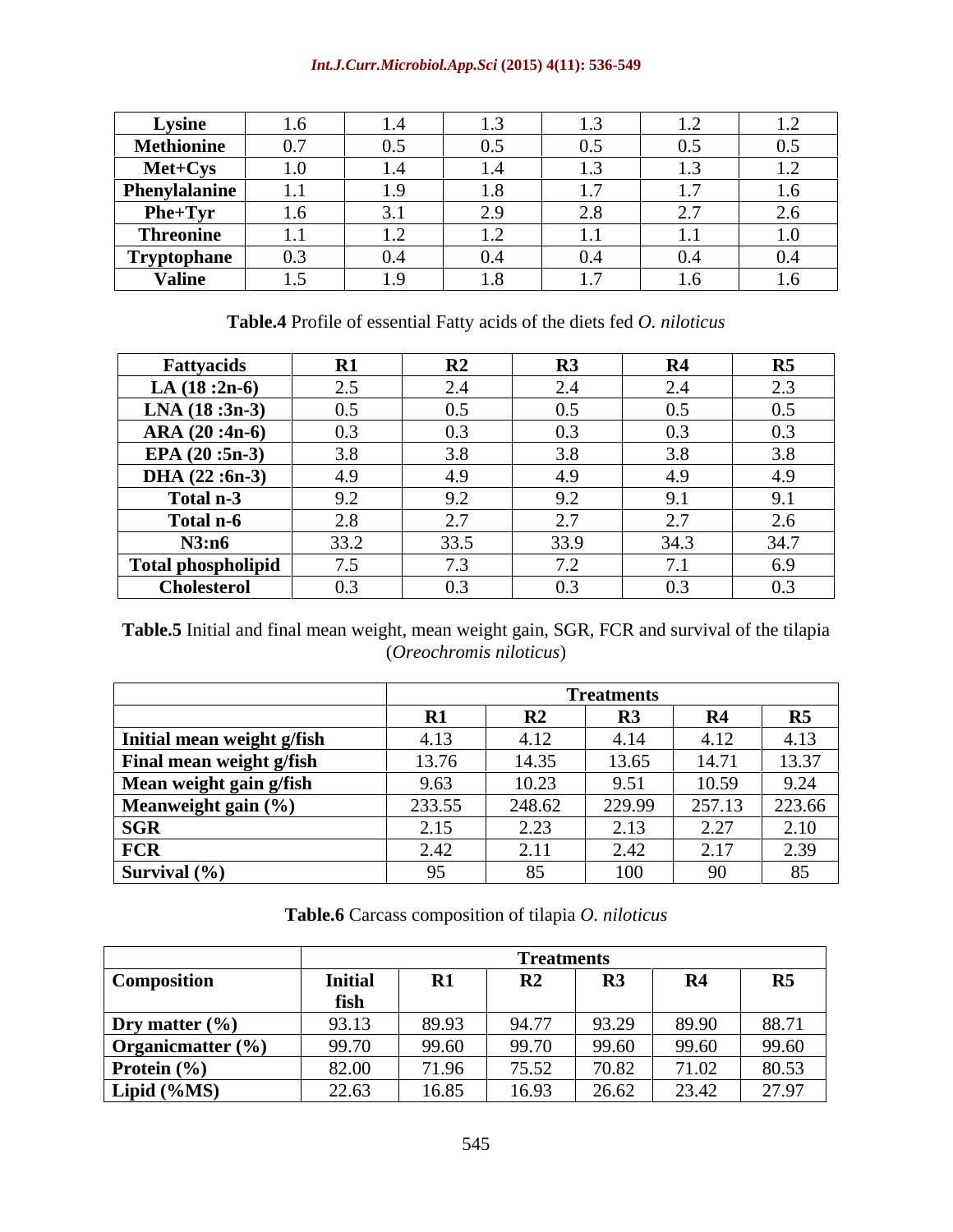| Lysine | 1.6 | 1.4 | 1.3 | 1.3 | 1.2 | 1.2 |
|---|---|---|---|---|---|---|
| Methionine | 0.7 | 0.5 | 0.5 | 0.5 | 0.5 | 0.5 |
| Met+Cys | 1.0 | 1.4 | 1.4 | 1.3 | 1.3 | 1.2 |
| Phenylalanine | 1.1 | 1.9 | 1.8 | 1.7 | 1.7 | 1.6 |
| Phe+Tyr | 1.6 | 3.1 | 2.9 | 2.8 | 2.7 | 2.6 |
| Threonine | 1.1 | 1.2 | 1.2 | 1.1 | 1.1 | 1.0 |
| Tryptophane | 0.3 | 0.4 | 0.4 | 0.4 | 0.4 | 0.4 |
| Valine | 1.5 | 1.9 | 1.8 | 1.7 | 1.6 | 1.6 |

**Table.4** Profile of essential Fatty acids of the diets fed *O. niloticus*

| Fattyacids | R1 | R2 | R3 | R4 | R5 |
|---|---|---|---|---|---|
| LA (18 :2n-6) | 2.5 | 2.4 | 2.4 | 2.4 | 2.3 |
| LNA (18 :3n-3) | 0.5 | 0.5 | 0.5 | 0.5 | 0.5 |
| ARA (20 :4n-6) | 0.3 | 0.3 | 0.3 | 0.3 | 0.3 |
| EPA (20 :5n-3) | 3.8 | 3.8 | 3.8 | 3.8 | 3.8 |
| DHA (22 :6n-3) | 4.9 | 4.9 | 4.9 | 4.9 | 4.9 |
| Total n-3 | 9.2 | 9.2 | 9.2 | 9.1 | 9.1 |
| Total n-6 | 2.8 | 2.7 | 2.7 | 2.7 | 2.6 |
| N3:n6 | 33.2 | 33.5 | 33.9 | 34.3 | 34.7 |
| Total phospholipid | 7.5 | 7.3 | 7.2 | 7.1 | 6.9 |
| Cholesterol | 0.3 | 0.3 | 0.3 | 0.3 | 0.3 |

**Table.5** Initial and final mean weight, mean weight gain, SGR, FCR and survival of the tilapia (*Oreochromis niloticus*)

| | Treatments | | | | |
|---|---|---|---|---|---|
| | R1 | R2 | R3 | R4 | R5 |
| Initial mean weight g/fish | 4.13 | 4.12 | 4.14 | 4.12 | 4.13 |
| Final mean weight g/fish | 13.76 | 14.35 | 13.65 | 14.71 | 13.37 |
| Mean weight gain g/fish | 9.63 | 10.23 | 9.51 | 10.59 | 9.24 |
| Meanweight gain (%) | 233.55 | 248.62 | 229.99 | 257.13 | 223.66 |
| SGR | 2.15 | 2.23 | 2.13 | 2.27 | 2.10 |
| FCR | 2.42 | 2.11 | 2.42 | 2.17 | 2.39 |
| Survival (%) | 95 | 85 | 100 | 90 | 85 |

**Table.6** Carcass composition of tilapia *O. niloticus*

| | Treatments | | | | | |
|---|---|---|---|---|---|---|
| Composition | Initial fish | R1 | R2 | R3 | R4 | R5 |
| Dry matter (%) | 93.13 | 89.93 | 94.77 | 93.29 | 89.90 | 88.71 |
| Organicmatter (%) | 99.70 | 99.60 | 99.70 | 99.60 | 99.60 | 99.60 |
| Protein (%) | 82.00 | 71.96 | 75.52 | 70.82 | 71.02 | 80.53 |
| Lipid (%MS) | 22.63 | 16.85 | 16.93 | 26.62 | 23.42 | 27.97 |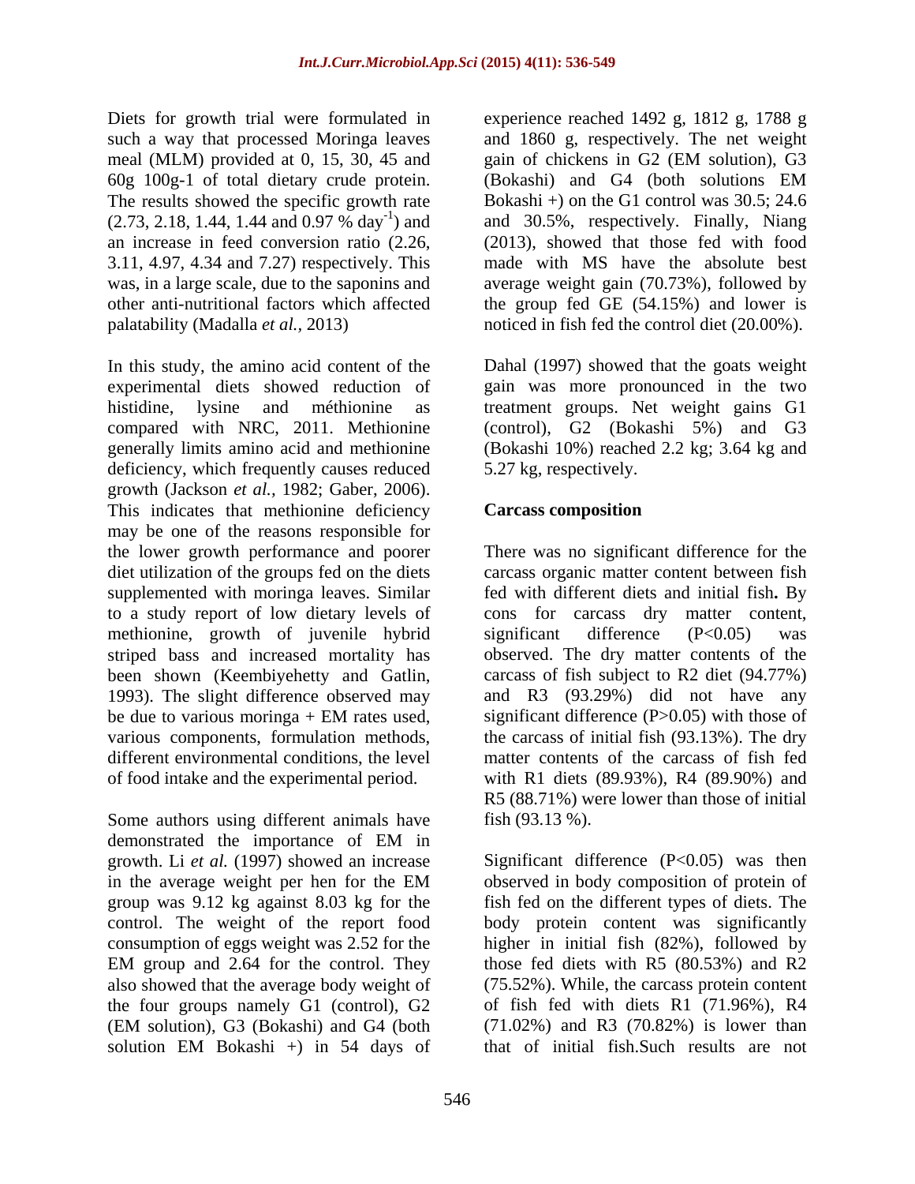Diets for growth trial were formulated in such a way that processed Moringa leaves meal (MLM) provided at 0, 15, 30, 45 and 60g 100g-1 of total dietary crude protein. The results showed the specific growth rate (2.73, 2.18, 1.44, 1.44 and 0.97 % day$^{-1}$) and an increase in feed conversion ratio (2.26, 3.11, 4.97, 4.34 and 7.27) respectively. This was, in a large scale, due to the saponins and other anti-nutritional factors which affected palatability (Madalla *et al.*, 2013)

In this study, the amino acid content of the experimental diets showed reduction of histidine, lysine and méthionine as compared with NRC, 2011. Methionine generally limits amino acid and methionine deficiency, which frequently causes reduced growth (Jackson *et al.*, 1982; Gaber, 2006). This indicates that methionine deficiency may be one of the reasons responsible for the lower growth performance and poorer diet utilization of the groups fed on the diets supplemented with moringa leaves. Similar to a study report of low dietary levels of methionine, growth of juvenile hybrid striped bass and increased mortality has been shown (Keembiyehetty and Gatlin, 1993). The slight difference observed may be due to various moringa + EM rates used, various components, formulation methods, different environmental conditions, the level of food intake and the experimental period.

Some authors using different animals have demonstrated the importance of EM in growth. Li *et al.* (1997) showed an increase in the average weight per hen for the EM group was 9.12 kg against 8.03 kg for the control. The weight of the report food consumption of eggs weight was 2.52 for the EM group and 2.64 for the control. They also showed that the average body weight of the four groups namely G1 (control), G2 (EM solution), G3 (Bokashi) and G4 (both solution EM Bokashi +) in 54 days of experience reached 1492 g, 1812 g, 1788 g and 1860 g, respectively. The net weight gain of chickens in G2 (EM solution), G3 (Bokashi) and G4 (both solutions EM Bokashi +) on the G1 control was 30.5; 24.6 and 30.5%, respectively. Finally, Niang (2013), showed that those fed with food made with MS have the absolute best average weight gain (70.73%), followed by the group fed GE (54.15%) and lower is noticed in fish fed the control diet (20.00%).

Dahal (1997) showed that the goats weight gain was more pronounced in the two treatment groups. Net weight gains G1 (control), G2 (Bokashi 5%) and G3 (Bokashi 10%) reached 2.2 kg; 3.64 kg and 5.27 kg, respectively.

## Carcass composition

There was no significant difference for the carcass organic matter content between fish fed with different diets and initial fish**.** By cons for carcass dry matter content, significant difference (P<0.05) was observed. The dry matter contents of the carcass of fish subject to R2 diet (94.77%) and R3 (93.29%) did not have any significant difference (P>0.05) with those of the carcass of initial fish (93.13%). The dry matter contents of the carcass of fish fed with R1 diets (89.93%), R4 (89.90%) and R5 (88.71%) were lower than those of initial fish (93.13 %).

Significant difference (P<0.05) was then observed in body composition of protein of fish fed on the different types of diets. The body protein content was significantly higher in initial fish (82%), followed by those fed diets with R5 (80.53%) and R2 (75.52%). While, the carcass protein content of fish fed with diets R1 (71.96%), R4 (71.02%) and R3 (70.82%) is lower than that of initial fish.Such results are not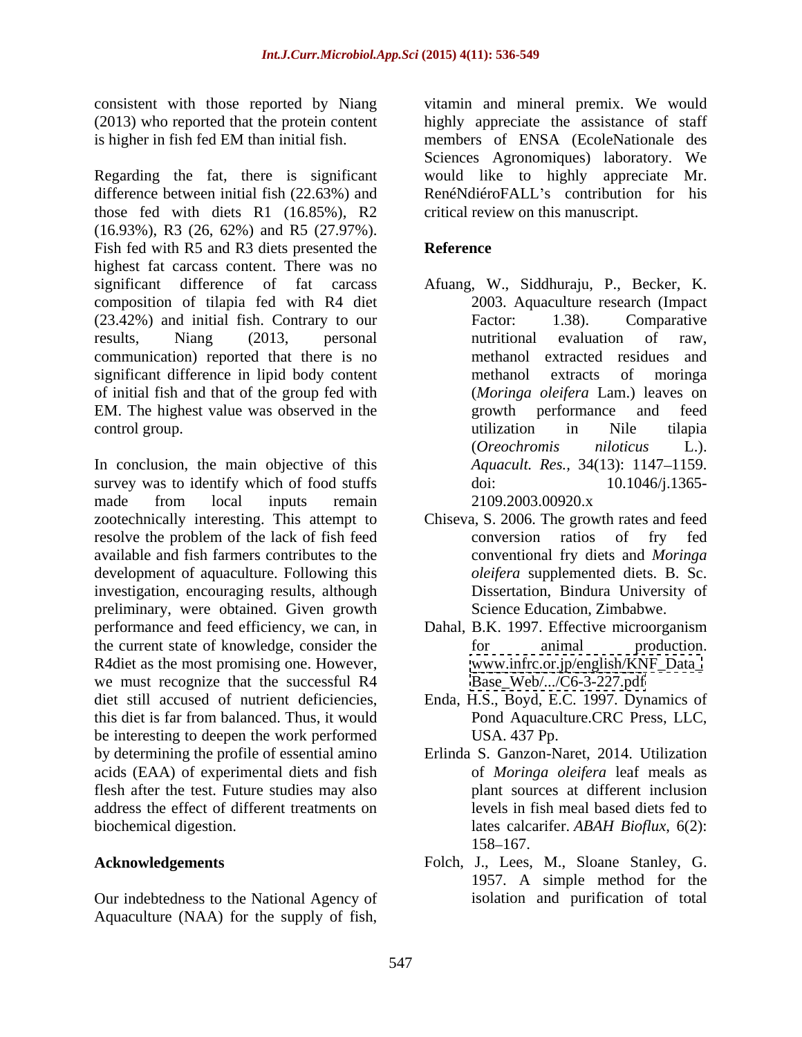consistent with those reported by Niang (2013) who reported that the protein content is higher in fish fed EM than initial fish.

Regarding the fat, there is significant difference between initial fish (22.63%) and those fed with diets R1 (16.85%), R2 (16.93%), R3 (26, 62%) and R5 (27.97%). Fish fed with R5 and R3 diets presented the highest fat carcass content. There was no significant difference of fat carcass composition of tilapia fed with R4 diet (23.42%) and initial fish. Contrary to our results, Niang (2013, personal communication) reported that there is no significant difference in lipid body content of initial fish and that of the group fed with EM. The highest value was observed in the control group.

In conclusion, the main objective of this survey was to identify which of food stuffs made from local inputs remain zootechnically interesting. This attempt to resolve the problem of the lack of fish feed available and fish farmers contributes to the development of aquaculture. Following this investigation, encouraging results, although preliminary, were obtained. Given growth performance and feed efficiency, we can, in the current state of knowledge, consider the R4diet as the most promising one. However, we must recognize that the successful R4 diet still accused of nutrient deficiencies, this diet is far from balanced. Thus, it would be interesting to deepen the work performed by determining the profile of essential amino acids (EAA) of experimental diets and fish flesh after the test. Future studies may also address the effect of different treatments on biochemical digestion.

## Acknowledgements

Our indebtedness to the National Agency of Aquaculture (NAA) for the supply of fish, vitamin and mineral premix. We would highly appreciate the assistance of staff members of ENSA (EcoleNationale des Sciences Agronomiques) laboratory. We would like to highly appreciate Mr. RenéNdiéroFALL's contribution for his critical review on this manuscript.

## Reference

Afuang, W., Siddhuraju, P., Becker, K. 2003. Aquaculture research (Impact Factor: 1.38). Comparative nutritional evaluation of raw, methanol extracted residues and methanol extracts of moringa (*Moringa oleifera* Lam.) leaves on growth performance and feed utilization in Nile tilapia (*Oreochromis niloticus* L.). *Aquacult. Res.,* 34(13): 1147–1159. doi: 10.1046/j.1365-2109.2003.00920.x

Chiseva, S. 2006. The growth rates and feed conversion ratios of fry fed conventional fry diets and *Moringa oleifera* supplemented diets. B. Sc. Dissertation, Bindura University of Science Education, Zimbabwe.

Dahal, B.K. 1997. Effective microorganism for animal production. www.infrc.or.jp/english/KNF_Data_Base_Web/.../C6-3-227.pdf

Enda, H.S., Boyd, E.C. 1997. Dynamics of Pond Aquaculture.CRC Press, LLC, USA. 437 Pp.

Erlinda S. Ganzon-Naret, 2014. Utilization of *Moringa oleifera* leaf meals as plant sources at different inclusion levels in fish meal based diets fed to lates calcarifer. *ABAH Bioflux,* 6(2): 158–167.

Folch, J., Lees, M., Sloane Stanley, G. 1957. A simple method for the isolation and purification of total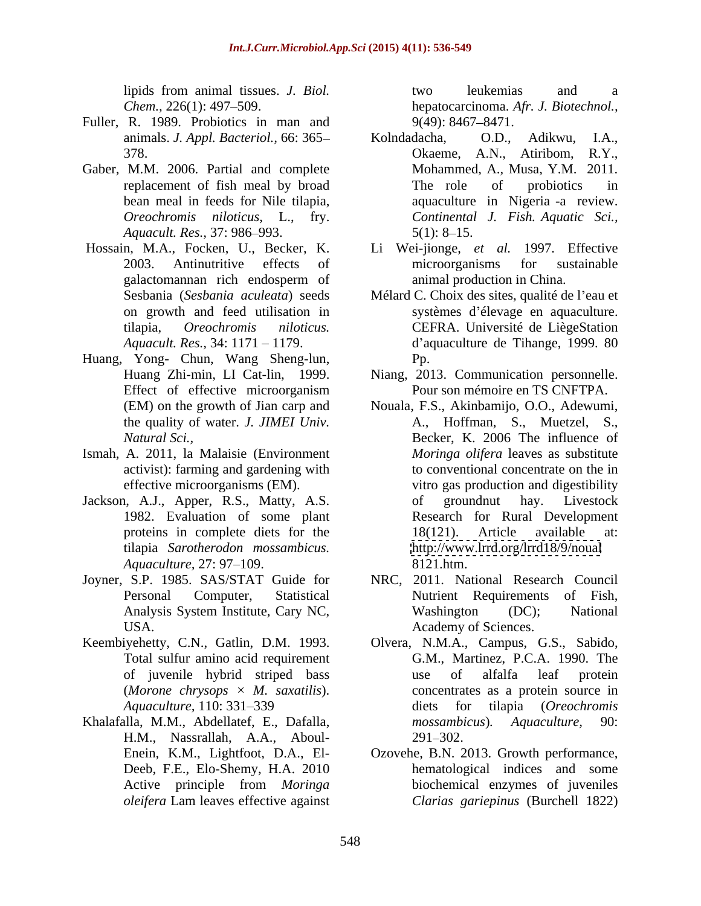lipids from animal tissues. *J. Biol. Chem.,* 226(1): 497–509.

Fuller, R. 1989. Probiotics in man and animals. *J. Appl. Bacteriol.,* 66: 365–378.

Gaber, M.M. 2006. Partial and complete replacement of fish meal by broad bean meal in feeds for Nile tilapia, *Oreochromis niloticus*, L., fry. *Aquacult. Res.,* 37: 986–993.

Hossain, M.A., Focken, U., Becker, K. 2003. Antinutritive effects of galactomannan rich endosperm of Sesbania (*Sesbania aculeata*) seeds on growth and feed utilisation in tilapia, *Oreochromis niloticus. Aquacult. Res.,* 34: 1171 – 1179.

Huang, Yong- Chun, Wang Sheng-lun, Huang Zhi-min, LI Cat-lin, 1999. Effect of effective microorganism (EM) on the growth of Jian carp and the quality of water. *J. JIMEI Univ. Natural Sci.,*

Ismah, A. 2011, la Malaisie (Environment activist): farming and gardening with effective microorganisms (EM).

Jackson, A.J., Apper, R.S., Matty, A.S. 1982. Evaluation of some plant proteins in complete diets for the tilapia *Sarotherodon mossambicus. Aquaculture,* 27: 97–109.

Joyner, S.P. 1985. SAS/STAT Guide for Personal Computer, Statistical Analysis System Institute, Cary NC, USA.

Keembiyehetty, C.N., Gatlin, D.M. 1993. Total sulfur amino acid requirement of juvenile hybrid striped bass (*Morone chrysops* × *M. saxatilis*). *Aquaculture,* 110: 331–339

Khalafalla, M.M., Abdellatef, E., Dafalla, H.M., Nassrallah, A.A., Aboul-Enein, K.M., Lightfoot, D.A., El-Deeb, F.E., Elo-Shemy, H.A. 2010 Active principle from *Moringa oleifera* Lam leaves effective against two leukemias and a hepatocarcinoma. *Afr. J. Biotechnol.,* 9(49): 8467–8471.

Kolndadacha, O.D., Adikwu, I.A., Okaeme, A.N., Atiribom, R.Y., Mohammed, A., Musa, Y.M. 2011. The role of probiotics in aquaculture in Nigeria -a review. *Continental J. Fish. Aquatic Sci.,* 5(1): 8–15.

Li Wei-jionge, *et al.* 1997. Effective microorganisms for sustainable animal production in China.

Mélard C. Choix des sites, qualité de l'eau et systèmes d'élevage en aquaculture. CEFRA. Université de LiègeStation d'aquaculture de Tihange, 1999. 80 Pp.

Niang, 2013. Communication personnelle. Pour son mémoire en TS CNFTPA.

Nouala, F.S., Akinbamijo, O.O., Adewumi, A., Hoffman, S., Muetzel, S., Becker, K. 2006 The influence of *Moringa olifera* leaves as substitute to conventional concentrate on the in vitro gas production and digestibility of groundnut hay. Livestock Research for Rural Development 18(121). Article available at: http://www.lrrd.org/lrrd18/9/noua8121.htm.

NRC, 2011. National Research Council Nutrient Requirements of Fish, Washington (DC); National Academy of Sciences.

Olvera, N.M.A., Campus, G.S., Sabido, G.M., Martinez, P.C.A. 1990. The use of alfalfa leaf protein concentrates as a protein source in diets for tilapia (*Oreochromis mossambicus*). *Aquaculture,* 90: 291–302.

Ozovehe, B.N. 2013. Growth performance, hematological indices and some biochemical enzymes of juveniles *Clarias gariepinus* (Burchell 1822)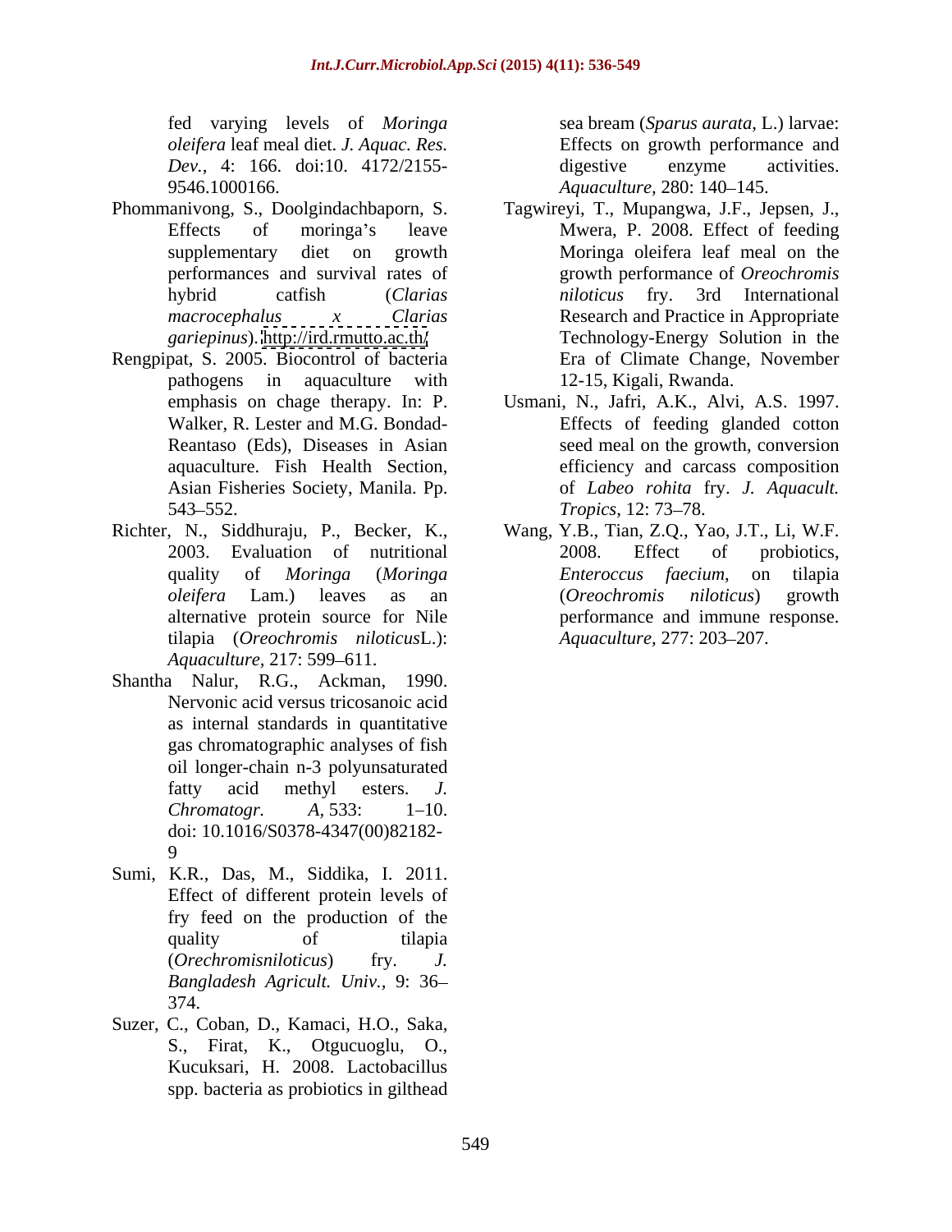fed varying levels of *Moringa oleifera* leaf meal diet. *J. Aquac. Res. Dev.,* 4: 166. doi:10. 4172/2155-9546.1000166.

Phommanivong, S., Doolgindachbaporn, S. Effects of moringa's leave supplementary diet on growth performances and survival rates of hybrid catfish (*Clarias macrocephalus x Clarias gariepinus*). http://ird.rmutto.ac.th/

Rengpipat, S. 2005. Biocontrol of bacteria pathogens in aquaculture with emphasis on chage therapy. In: P. Walker, R. Lester and M.G. Bondad-Reantaso (Eds), Diseases in Asian aquaculture. Fish Health Section, Asian Fisheries Society, Manila. Pp. 543–552.

Richter, N., Siddhuraju, P., Becker, K., 2003. Evaluation of nutritional quality of *Moringa* (*Moringa oleifera* Lam.) leaves as an alternative protein source for Nile tilapia (*Oreochromis niloticus*L.): *Aquaculture*, 217: 599–611.

Shantha Nalur, R.G., Ackman, 1990. Nervonic acid versus tricosanoic acid as internal standards in quantitative gas chromatographic analyses of fish oil longer-chain n-3 polyunsaturated fatty acid methyl esters. *J. Chromatogr. A*, 533: 1–10. doi: 10.1016/S0378-4347(00)82182-9

Sumi, K.R., Das, M., Siddika, I. 2011. Effect of different protein levels of fry feed on the production of the quality of tilapia (*Orechromisniloticus*) fry. *J. Bangladesh Agricult. Univ.,* 9: 36–374.

Suzer, C., Coban, D., Kamaci, H.O., Saka, S., Firat, K., Otgucuoglu, O., Kucuksari, H. 2008. Lactobacillus spp. bacteria as probiotics in gilthead sea bream (*Sparus aurata*, L.) larvae: Effects on growth performance and digestive enzyme activities. *Aquaculture*, 280: 140–145.

Tagwireyi, T., Mupangwa, J.F., Jepsen, J., Mwera, P. 2008. Effect of feeding Moringa oleifera leaf meal on the growth performance of *Oreochromis niloticus* fry. 3rd International Research and Practice in Appropriate Technology-Energy Solution in the Era of Climate Change, November 12-15, Kigali, Rwanda.

Usmani, N., Jafri, A.K., Alvi, A.S. 1997. Effects of feeding glanded cotton seed meal on the growth, conversion efficiency and carcass composition of *Labeo rohita* fry. *J. Aquacult. Tropics*, 12: 73–78.

Wang, Y.B., Tian, Z.Q., Yao, J.T., Li, W.F. 2008. Effect of probiotics, *Enteroccus faecium*, on tilapia (*Oreochromis niloticus*) growth performance and immune response. *Aquaculture*, 277: 203–207.